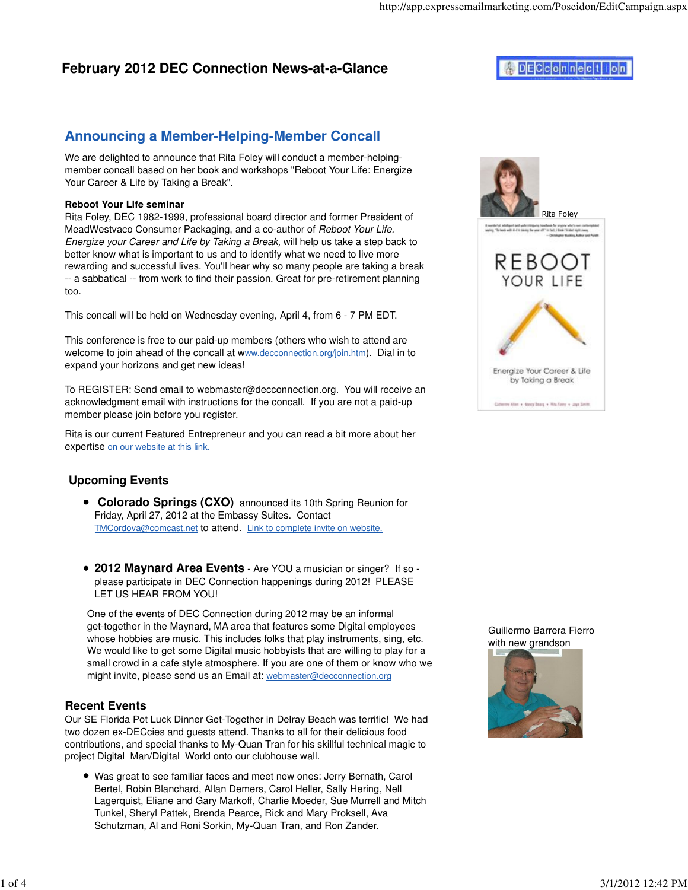# February 2012 DEC Connection News-at-a-Glance

## Announcing a Member-Helping-Member Concall

We are delighted to announce that Rita Foley will conduct a member-helping-member concall based on her book and workshops "Reboot Your Life: Energize Your Career & Life by Taking a Break".

Rita Foley

**Reboot Your Life seminar**
Rita Foley, DEC 1982-1999, professional board director and former President of MeadWestvaco Consumer Packaging, and a co-author of *Reboot Your Life. Energize your Career and Life by Taking a Break,* will help us take a step back to better know what is important to us and to identify what we need to live more rewarding and successful lives. You'll hear why so many people are taking a break -- a sabbatical -- from work to find their passion. Great for pre-retirement planning too.

This concall will be held on Wednesday evening, April 4, from 6 - 7 PM EDT.

This conference is free to our paid-up members (others who wish to attend are welcome to join ahead of the concall at www.decconnection.org/join.htm). Dial in to expand your horizons and get new ideas!

To REGISTER: Send email to webmaster@decconnection.org. You will receive an acknowledgment email with instructions for the concall. If you are not a paid-up member please join before you register.

Rita is our current Featured Entrepreneur and you can read a bit more about her expertise on our website at this link.

## Upcoming Events

- **Colorado Springs (CXO)** announced its 10th Spring Reunion for Friday, April 27, 2012 at the Embassy Suites. Contact TMCordova@comcast.net to attend. Link to complete invite on website.

- **2012 Maynard Area Events** - Are YOU a musician or singer? If so - please participate in DEC Connection happenings during 2012! PLEASE LET US HEAR FROM YOU!

  One of the events of DEC Connection during 2012 may be an informal get-together in the Maynard, MA area that features some Digital employees whose hobbies are music. This includes folks that play instruments, sing, etc. We would like to get some Digital music hobbyists that are willing to play for a small crowd in a cafe style atmosphere. If you are one of them or know who we might invite, please send us an Email at: webmaster@decconnection.org

Guillermo Barrera Fierro with new grandson

## Recent Events

Our SE Florida Pot Luck Dinner Get-Together in Delray Beach was terrific! We had two dozen ex-DECcies and guests attend. Thanks to all for their delicious food contributions, and special thanks to My-Quan Tran for his skillful technical magic to project Digital_Man/Digital_World onto our clubhouse wall.

- Was great to see familiar faces and meet new ones: Jerry Bernath, Carol Bertel, Robin Blanchard, Allan Demers, Carol Heller, Sally Hering, Nell Lagerquist, Eliane and Gary Markoff, Charlie Moeder, Sue Murrell and Mitch Tunkel, Sheryl Pattek, Brenda Pearce, Rick and Mary Proksell, Ava Schutzman, Al and Roni Sorkin, My-Quan Tran, and Ron Zander.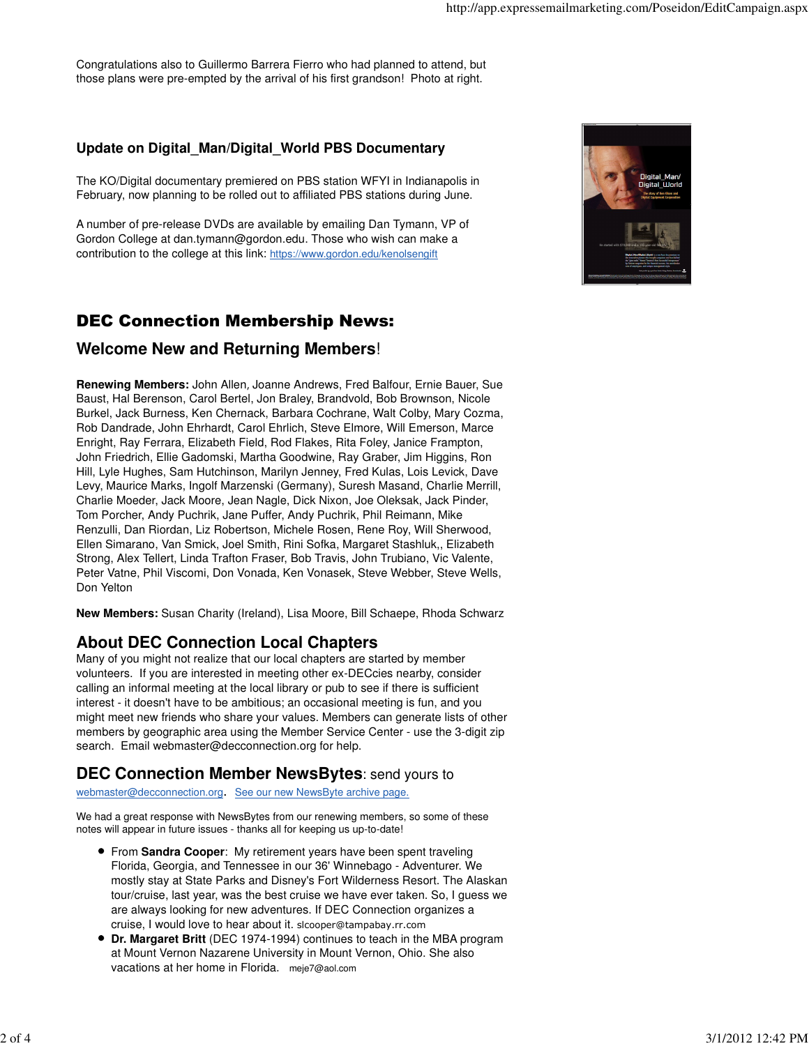Congratulations also to Guillermo Barrera Fierro who had planned to attend, but those plans were pre-empted by the arrival of his first grandson! Photo at right.

### Update on Digital_Man/Digital_World PBS Documentary

The KO/Digital documentary premiered on PBS station WFYI in Indianapolis in February, now planning to be rolled out to affiliated PBS stations during June.

A number of pre-release DVDs are available by emailing Dan Tymann, VP of Gordon College at dan.tymann@gordon.edu. Those who wish can make a contribution to the college at this link: https://www.gordon.edu/kenolsengift

## DEC Connection Membership News:

### Welcome New and Returning Members!

**Renewing Members:** John Allen, Joanne Andrews, Fred Balfour, Ernie Bauer, Sue Baust, Hal Berenson, Carol Bertel, Jon Braley, Brandvold, Bob Brownson, Nicole Burkel, Jack Burness, Ken Chernack, Barbara Cochrane, Walt Colby, Mary Cozma, Rob Dandrade, John Ehrhardt, Carol Ehrlich, Steve Elmore, Will Emerson, Marce Enright, Ray Ferrara, Elizabeth Field, Rod Flakes, Rita Foley, Janice Frampton, John Friedrich, Ellie Gadomski, Martha Goodwine, Ray Graber, Jim Higgins, Ron Hill, Lyle Hughes, Sam Hutchinson, Marilyn Jenney, Fred Kulas, Lois Levick, Dave Levy, Maurice Marks, Ingolf Marzenski (Germany), Suresh Masand, Charlie Merrill, Charlie Moeder, Jack Moore, Jean Nagle, Dick Nixon, Joe Oleksak, Jack Pinder, Tom Porcher, Andy Puchrik, Jane Puffer, Andy Puchrik, Phil Reimann, Mike Renzulli, Dan Riordan, Liz Robertson, Michele Rosen, Rene Roy, Will Sherwood, Ellen Simarano, Van Smick, Joel Smith, Rini Sofka, Margaret Stashluk,, Elizabeth Strong, Alex Tellert, Linda Trafton Fraser, Bob Travis, John Trubiano, Vic Valente, Peter Vatne, Phil Viscomi, Don Vonada, Ken Vonasek, Steve Webber, Steve Wells, Don Yelton

**New Members:** Susan Charity (Ireland), Lisa Moore, Bill Schaepe, Rhoda Schwarz

### About DEC Connection Local Chapters

Many of you might not realize that our local chapters are started by member volunteers. If you are interested in meeting other ex-DECcies nearby, consider calling an informal meeting at the local library or pub to see if there is sufficient interest - it doesn't have to be ambitious; an occasional meeting is fun, and you might meet new friends who share your values. Members can generate lists of other members by geographic area using the Member Service Center - use the 3-digit zip search. Email webmaster@decconnection.org for help.

### DEC Connection Member NewsBytes: send yours to

webmaster@decconnection.org. See our new NewsByte archive page.

We had a great response with NewsBytes from our renewing members, so some of these notes will appear in future issues - thanks all for keeping us up-to-date!

- From **Sandra Cooper**: My retirement years have been spent traveling Florida, Georgia, and Tennessee in our 36' Winnebago - Adventurer. We mostly stay at State Parks and Disney's Fort Wilderness Resort. The Alaskan tour/cruise, last year, was the best cruise we have ever taken. So, I guess we are always looking for new adventures. If DEC Connection organizes a cruise, I would love to hear about it. slcooper@tampabay.rr.com
- **Dr. Margaret Britt** (DEC 1974-1994) continues to teach in the MBA program at Mount Vernon Nazarene University in Mount Vernon, Ohio. She also vacations at her home in Florida. meje7@aol.com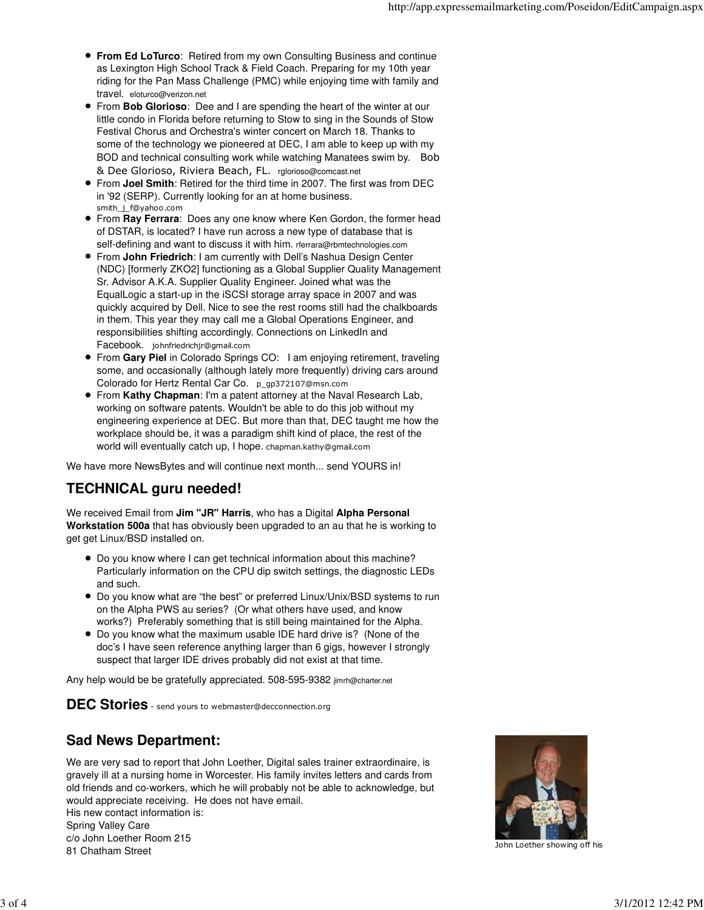- **From Ed LoTurco**: Retired from my own Consulting Business and continue as Lexington High School Track & Field Coach. Preparing for my 10th year riding for the Pan Mass Challenge (PMC) while enjoying time with family and travel. eloturco@verizon.net
- From **Bob Glorioso**: Dee and I are spending the heart of the winter at our little condo in Florida before returning to Stow to sing in the Sounds of Stow Festival Chorus and Orchestra's winter concert on March 18. Thanks to some of the technology we pioneered at DEC, I am able to keep up with my BOD and technical consulting work while watching Manatees swim by. Bob & Dee Glorioso, Riviera Beach, FL. rglorioso@comcast.net
- From **Joel Smith**: Retired for the third time in 2007. The first was from DEC in '92 (SERP). Currently looking for an at home business. smith_j_f@yahoo.com
- From **Ray Ferrara**: Does any one know where Ken Gordon, the former head of DSTAR, is located? I have run across a new type of database that is self-defining and want to discuss it with him. rferrara@rbmtechnologies.com
- From **John Friedrich**: I am currently with Dell's Nashua Design Center (NDC) [formerly ZKO2] functioning as a Global Supplier Quality Management Sr. Advisor A.K.A. Supplier Quality Engineer. Joined what was the EqualLogic a start-up in the iSCSI storage array space in 2007 and was quickly acquired by Dell. Nice to see the rest rooms still had the chalkboards in them. This year they may call me a Global Operations Engineer, and responsibilities shifting accordingly. Connections on LinkedIn and Facebook. johnfriedrichjr@gmail.com
- From **Gary Piel** in Colorado Springs CO: I am enjoying retirement, traveling some, and occasionally (although lately more frequently) driving cars around Colorado for Hertz Rental Car Co. p_gp372107@msn.com
- From **Kathy Chapman**: I'm a patent attorney at the Naval Research Lab, working on software patents. Wouldn't be able to do this job without my engineering experience at DEC. But more than that, DEC taught me how the workplace should be, it was a paradigm shift kind of place, the rest of the world will eventually catch up, I hope. chapman.kathy@gmail.com

We have more NewsBytes and will continue next month... send YOURS in!

## TECHNICAL guru needed!

We received Email from **Jim "JR" Harris**, who has a Digital **Alpha Personal Workstation 500a** that has obviously been upgraded to an au that he is working to get get Linux/BSD installed on.

- Do you know where I can get technical information about this machine? Particularly information on the CPU dip switch settings, the diagnostic LEDs and such.
- Do you know what are "the best" or preferred Linux/Unix/BSD systems to run on the Alpha PWS au series? (Or what others have used, and know works?) Preferably something that is still being maintained for the Alpha.
- Do you know what the maximum usable IDE hard drive is? (None of the doc's I have seen reference anything larger than 6 gigs, however I strongly suspect that larger IDE drives probably did not exist at that time.

Any help would be be gratefully appreciated. 508-595-9382 jimrh@charter.net

## DEC Stories - send yours to webmaster@decconnection.org

## Sad News Department:

We are very sad to report that John Loether, Digital sales trainer extraordinaire, is gravely ill at a nursing home in Worcester. His family invites letters and cards from old friends and co-workers, which he will probably not be able to acknowledge, but would appreciate receiving. He does not have email.
His new contact information is:
Spring Valley Care
c/o John Loether Room 215
81 Chatham Street

John Loether showing off his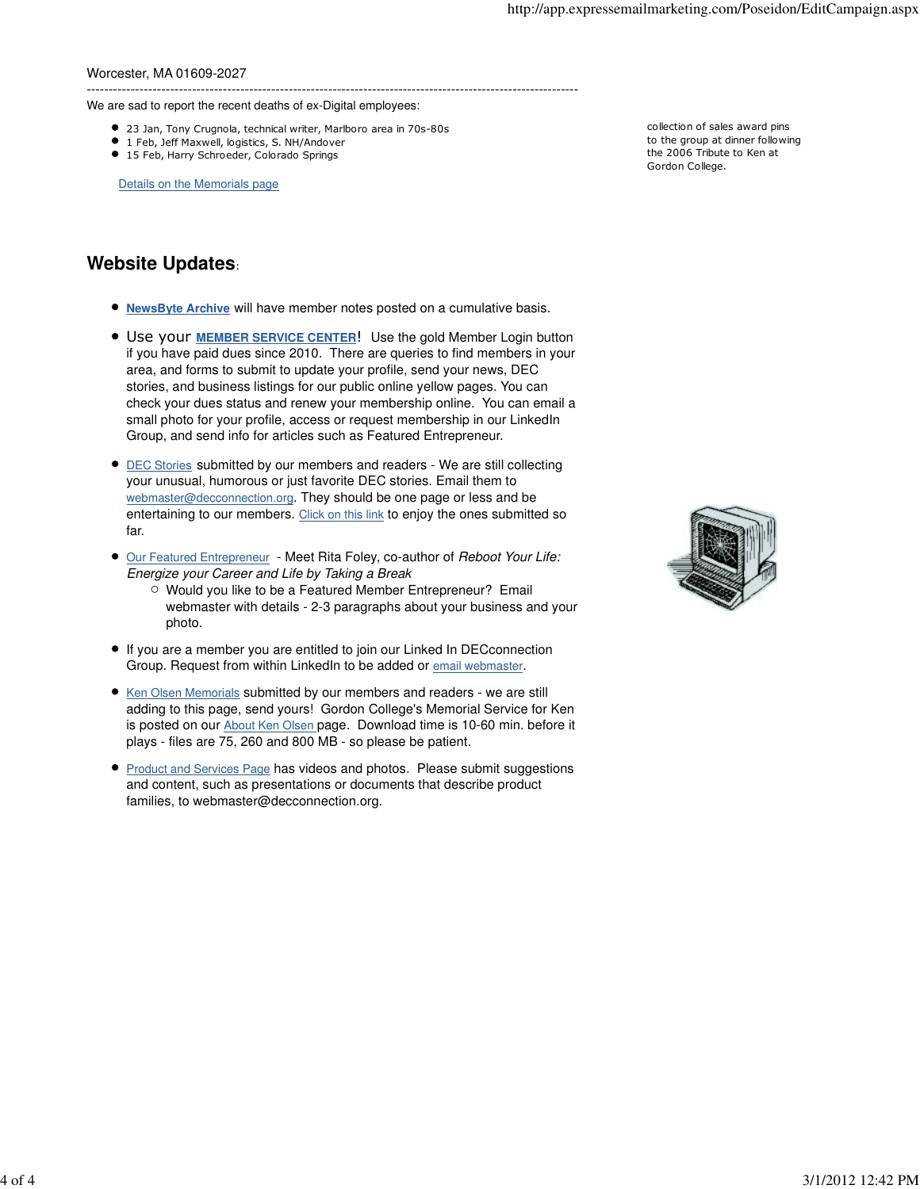Worcester, MA 01609-2027

---

We are sad to report the recent deaths of ex-Digital employees:

- 23 Jan, Tony Crugnola, technical writer, Marlboro area in 70s-80s
- 1 Feb, Jeff Maxwell, logistics, S. NH/Andover
- 15 Feb, Harry Schroeder, Colorado Springs

Details on the Memorials page

collection of sales award pins to the group at dinner following the 2006 Tribute to Ken at Gordon College.

## Website Updates:

- **NewsByte Archive** will have member notes posted on a cumulative basis.
- Use your **MEMBER SERVICE CENTER**! Use the gold Member Login button if you have paid dues since 2010. There are queries to find members in your area, and forms to submit to update your profile, send your news, DEC stories, and business listings for our public online yellow pages. You can check your dues status and renew your membership online. You can email a small photo for your profile, access or request membership in our LinkedIn Group, and send info for articles such as Featured Entrepreneur.
- DEC Stories submitted by our members and readers - We are still collecting your unusual, humorous or just favorite DEC stories. Email them to webmaster@decconnection.org. They should be one page or less and be entertaining to our members. Click on this link to enjoy the ones submitted so far.
- Our Featured Entrepreneur - Meet Rita Foley, co-author of *Reboot Your Life: Energize your Career and Life by Taking a Break*
  - Would you like to be a Featured Member Entrepreneur? Email webmaster with details - 2-3 paragraphs about your business and your photo.
- If you are a member you are entitled to join our Linked In DECconnection Group. Request from within LinkedIn to be added or email webmaster.
- Ken Olsen Memorials submitted by our members and readers - we are still adding to this page, send yours! Gordon College's Memorial Service for Ken is posted on our About Ken Olsen page. Download time is 10-60 min. before it plays - files are 75, 260 and 800 MB - so please be patient.
- Product and Services Page has videos and photos. Please submit suggestions and content, such as presentations or documents that describe product families, to webmaster@decconnection.org.